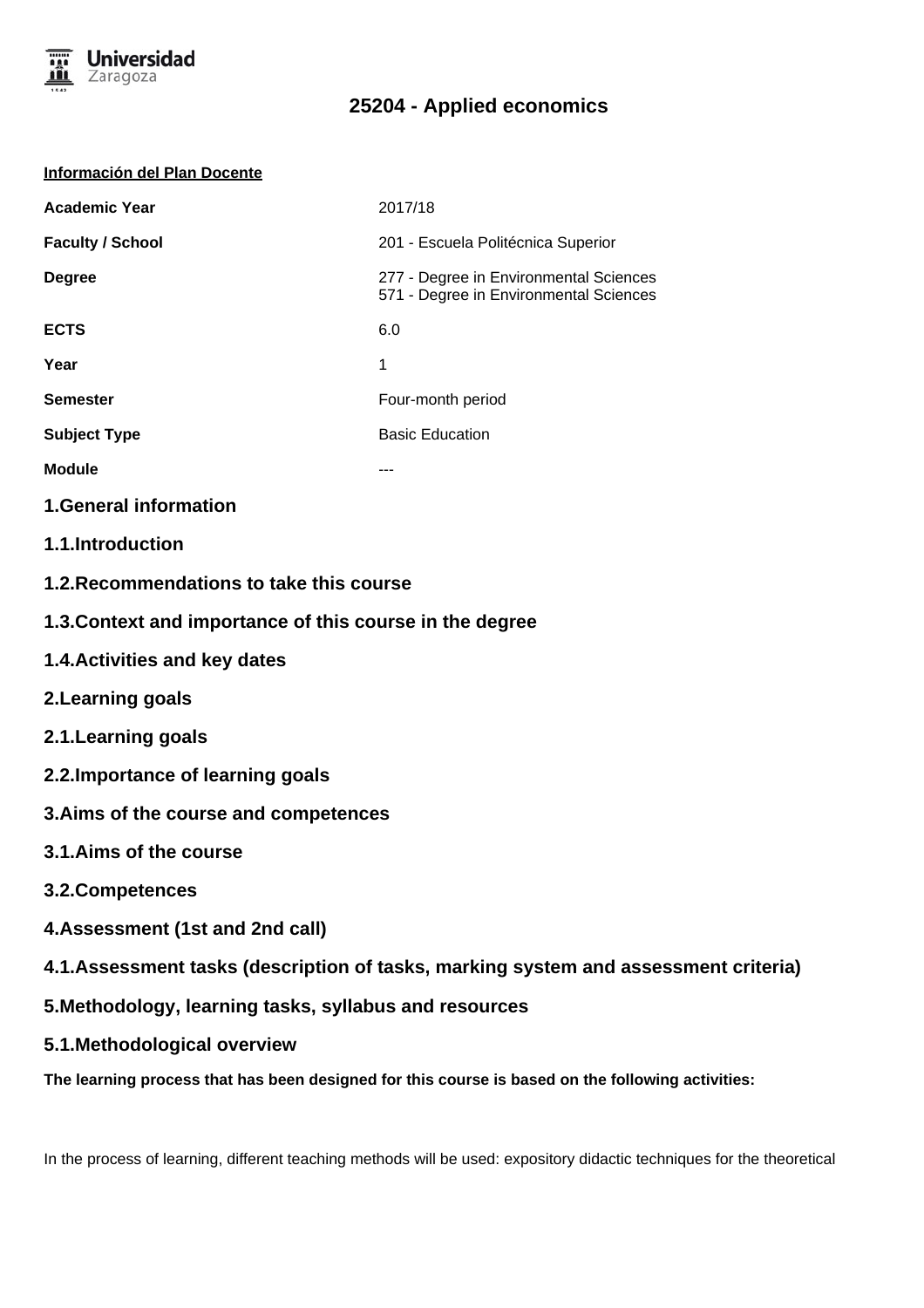# 25204 - Applied economics

**Información del Plan Docente**

| | |
|---|---|
| **Academic Year** | 2017/18 |
| **Faculty / School** | 201 - Escuela Politécnica Superior |
| **Degree** | 277 - Degree in Environmental Sciences<br>571 - Degree in Environmental Sciences |
| **ECTS** | 6.0 |
| **Year** | 1 |
| **Semester** | Four-month period |
| **Subject Type** | Basic Education |
| **Module** | --- |

## 1.General information

### 1.1.Introduction

### 1.2.Recommendations to take this course

### 1.3.Context and importance of this course in the degree

### 1.4.Activities and key dates

## 2.Learning goals

### 2.1.Learning goals

### 2.2.Importance of learning goals

## 3.Aims of the course and competences

### 3.1.Aims of the course

### 3.2.Competences

## 4.Assessment (1st and 2nd call)

### 4.1.Assessment tasks (description of tasks, marking system and assessment criteria)

## 5.Methodology, learning tasks, syllabus and resources

### 5.1.Methodological overview

**The learning process that has been designed for this course is based on the following activities:**

In the process of learning, different teaching methods will be used: expository didactic techniques for the theoretical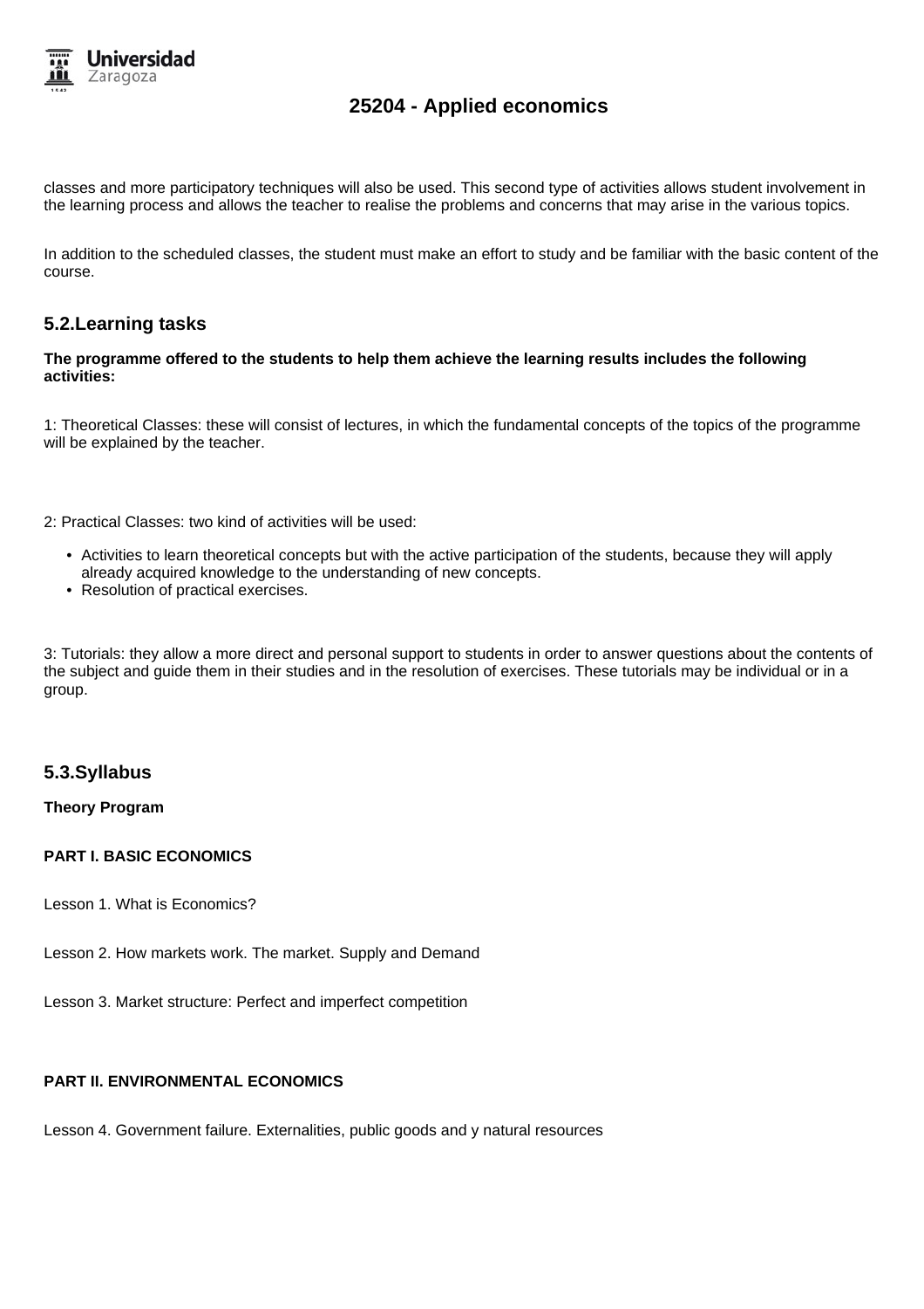classes and more participatory techniques will also be used. This second type of activities allows student involvement in the learning process and allows the teacher to realise the problems and concerns that may arise in the various topics.

In addition to the scheduled classes, the student must make an effort to study and be familiar with the basic content of the course.

## 5.2.Learning tasks

**The programme offered to the students to help them achieve the learning results includes the following activities:**

1: Theoretical Classes: these will consist of lectures, in which the fundamental concepts of the topics of the programme will be explained by the teacher.

2: Practical Classes: two kind of activities will be used:

- Activities to learn theoretical concepts but with the active participation of the students, because they will apply already acquired knowledge to the understanding of new concepts.
- Resolution of practical exercises.

3: Tutorials: they allow a more direct and personal support to students in order to answer questions about the contents of the subject and guide them in their studies and in the resolution of exercises. These tutorials may be individual or in a group.

## 5.3.Syllabus

**Theory Program**

**PART I. BASIC ECONOMICS**

Lesson 1. What is Economics?

Lesson 2. How markets work. The market. Supply and Demand

Lesson 3. Market structure: Perfect and imperfect competition

**PART II. ENVIRONMENTAL ECONOMICS**

Lesson 4. Government failure. Externalities, public goods and y natural resources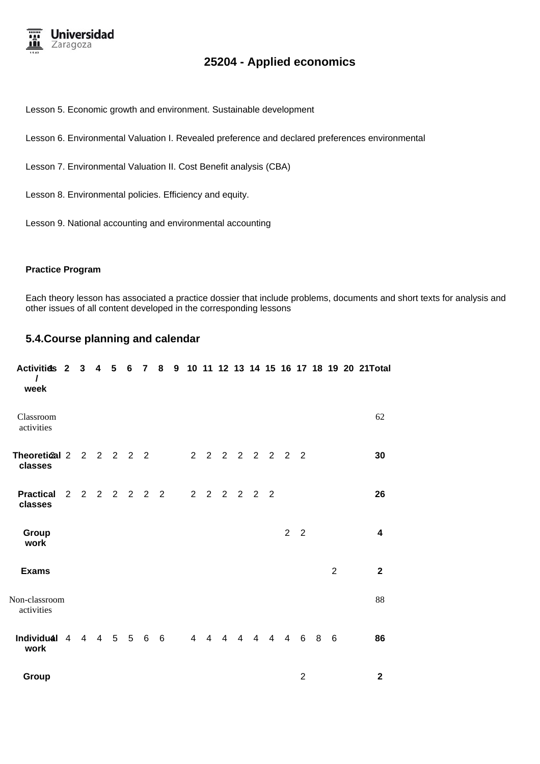Lesson 5. Economic growth and environment. Sustainable development

Lesson 6. Environmental Valuation I. Revealed preference and declared preferences environmental

Lesson 7. Environmental Valuation II. Cost Benefit analysis (CBA)

Lesson 8. Environmental policies. Efficiency and equity.

Lesson 9. National accounting and environmental accounting

**Practice Program**

Each theory lesson has associated a practice dossier that include problems, documents and short texts for analysis and other issues of all content developed in the corresponding lessons

## 5.4.Course planning and calendar

| Activities / week | 1 | 2 | 3 | 4 | 5 | 6 | 7 | 8 | 9 | 10 | 11 | 12 | 13 | 14 | 15 | 16 | 17 | 18 | 19 | 20 | 21 | Total |
|---|---|---|---|---|---|---|---|---|---|---|---|---|---|---|---|---|---|---|---|---|---|---|
| Classroom activities | | | | | | | | | | | | | | | | | | | | | | 62 |
| **Theoretical classes** | 2 | 2 | 2 | 2 | 2 | 2 | 2 | | | 2 | 2 | 2 | 2 | 2 | 2 | 2 | 2 | | | | | **30** |
| **Practical classes** | | 2 | 2 | 2 | 2 | 2 | 2 | 2 | | 2 | 2 | 2 | 2 | 2 | 2 | | | | | | | **26** |
| **Group work** | | | | | | | | | | | | | | | | 2 | 2 | | | | | **4** |
| **Exams** | | | | | | | | | | | | | | | | | | | 2 | | | **2** |
| Non-classroom activities | | | | | | | | | | | | | | | | | | | | | | 88 |
| **Individual work** | 4 | 4 | 4 | 4 | 5 | 5 | 6 | 6 | | 4 | 4 | 4 | 4 | 4 | 4 | 4 | 6 | 8 | 6 | | | **86** |
| **Group** | | | | | | | | | | | | | | | | | 2 | | | | | **2** |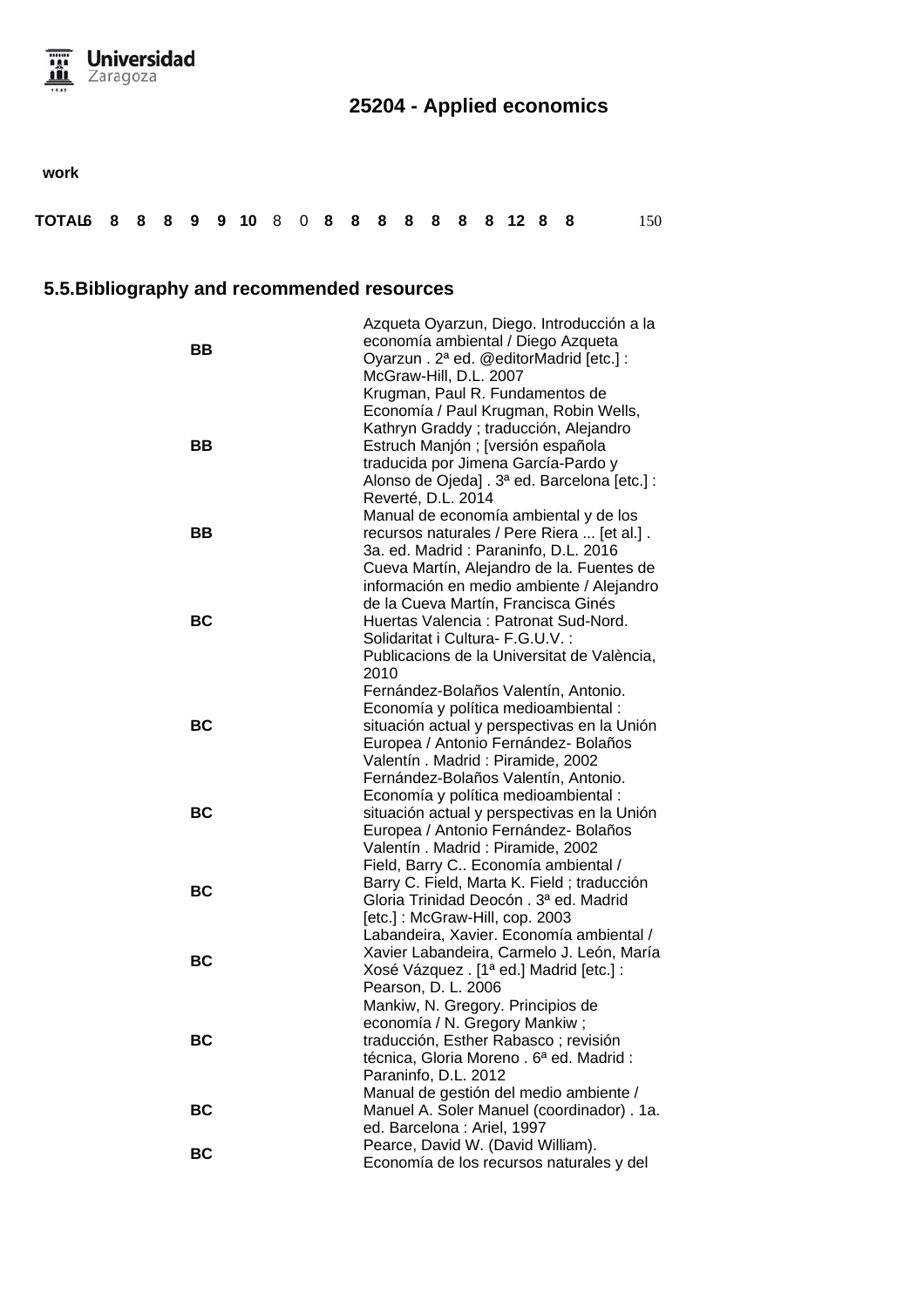## 25204 - Applied economics

| work | | | | | | | | | | | | | | | | | | | | |
|---|---|---|---|---|---|---|---|---|---|---|---|---|---|---|---|---|---|---|---|---|
| **TOTAL** | **6** | **8** | **8** | **8** | **9** | **9** | **10** | 8 | 0 | **8** | **8** | **8** | **8** | **8** | **8** | **8** | **12** | **8** | **8** | 150 |

### 5.5.Bibliography and recommended resources

| | |
|---|---|
| **BB** | Azqueta Oyarzun, Diego. Introducción a la economía ambiental / Diego Azqueta Oyarzun . 2ª ed. @editorMadrid [etc.] : McGraw-Hill, D.L. 2007 |
| **BB** | Krugman, Paul R. Fundamentos de Economía / Paul Krugman, Robin Wells, Kathryn Graddy ; traducción, Alejandro Estruch Manjón ; [versión española traducida por Jimena García-Pardo y Alonso de Ojeda] . 3ª ed. Barcelona [etc.] : Reverté, D.L. 2014 |
| **BB** | Manual de economía ambiental y de los recursos naturales / Pere Riera ... [et al.] . 3a. ed. Madrid : Paraninfo, D.L. 2016 |
| **BC** | Cueva Martín, Alejandro de la. Fuentes de información en medio ambiente / Alejandro de la Cueva Martín, Francisca Ginés Huertas Valencia : Patronat Sud-Nord. Solidaritat i Cultura- F.G.U.V. : Publicacions de la Universitat de València, 2010 |
| **BC** | Fernández-Bolaños Valentín, Antonio. Economía y política medioambiental : situación actual y perspectivas en la Unión Europea / Antonio Fernández- Bolaños Valentín . Madrid : Piramide, 2002 |
| **BC** | Fernández-Bolaños Valentín, Antonio. Economía y política medioambiental : situación actual y perspectivas en la Unión Europea / Antonio Fernández- Bolaños Valentín . Madrid : Piramide, 2002 |
| **BC** | Field, Barry C.. Economía ambiental / Barry C. Field, Marta K. Field ; traducción Gloria Trinidad Deocón . 3ª ed. Madrid [etc.] : McGraw-Hill, cop. 2003 |
| **BC** | Labandeira, Xavier. Economía ambiental / Xavier Labandeira, Carmelo J. León, María Xosé Vázquez . [1ª ed.] Madrid [etc.] : Pearson, D. L. 2006 |
| **BC** | Mankiw, N. Gregory. Principios de economía / N. Gregory Mankiw ; traducción, Esther Rabasco ; revisión técnica, Gloria Moreno . 6ª ed. Madrid : Paraninfo, D.L. 2012 |
| **BC** | Manual de gestión del medio ambiente / Manuel A. Soler Manuel (coordinador) . 1a. ed. Barcelona : Ariel, 1997 |
| **BC** | Pearce, David W. (David William). Economía de los recursos naturales y del |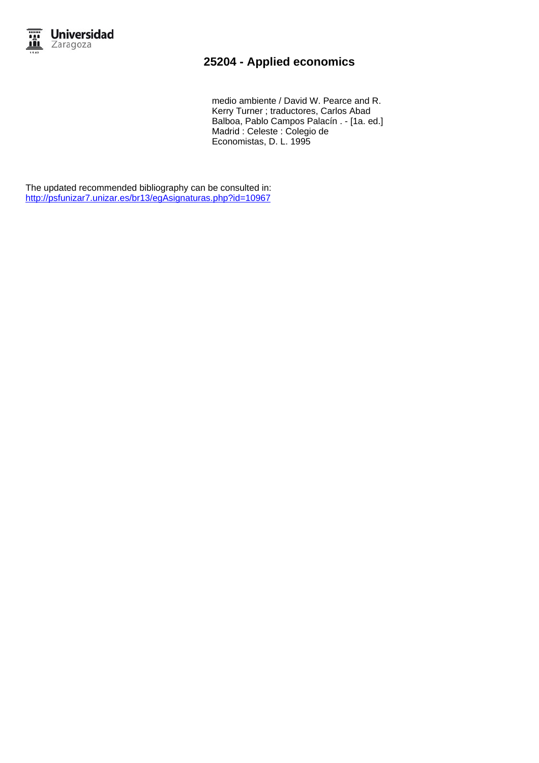medio ambiente / David W. Pearce and R. Kerry Turner ; traductores, Carlos Abad Balboa, Pablo Campos Palacín . - [1a. ed.] Madrid : Celeste : Colegio de Economistas, D. L. 1995

The updated recommended bibliography can be consulted in: [http://psfunizar7.unizar.es/br13/egAsignaturas.php?id=10967](http://psfunizar7.unizar.es/br13/egAsignaturas.php?id=10967)